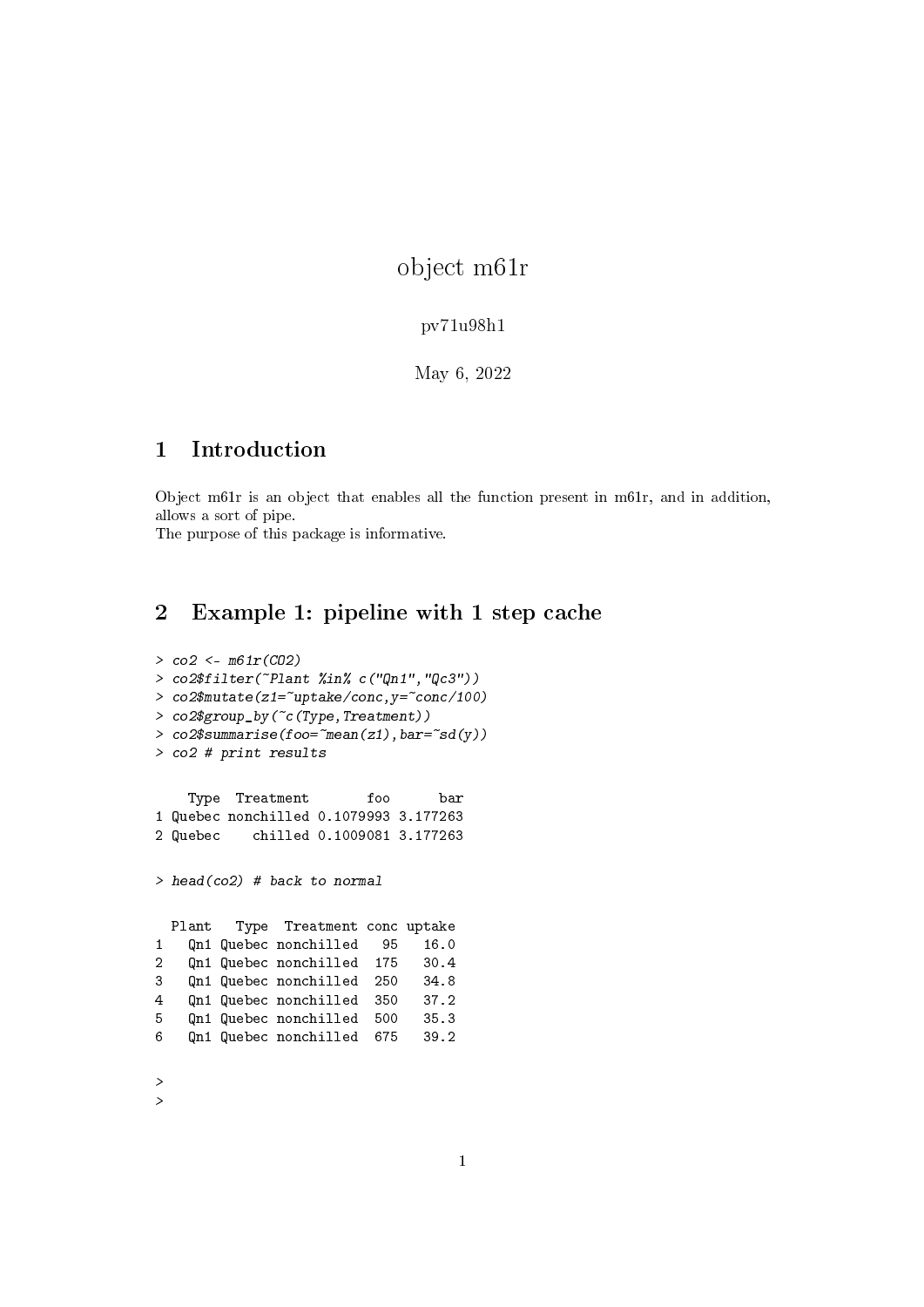// object m61r

pv71u98h1

May 6, 2022

## 1 Introduction

Object m61r is an object that enables all the function present in m61r, and in addition, allows a sort of pipe.
The purpose of this package is informative.

## 2 Example 1: pipeline with 1 step cache

```
> co2 <- m61r(CO2)
> co2$filter(~Plant %in% c("Qn1","Qc3"))
> co2$mutate(z1=~uptake/conc,y=~conc/100)
> co2$group_by(~c(Type,Treatment))
> co2$summarise(foo=~mean(z1),bar=~sd(y))
> co2 # print results
```

```
    Type  Treatment       foo      bar
1 Quebec nonchilled 0.1079993 3.177263
2 Quebec    chilled 0.1009081 3.177263
```

```
> head(co2) # back to normal
```

```
  Plant   Type  Treatment conc uptake
1   Qn1 Quebec nonchilled   95   16.0
2   Qn1 Quebec nonchilled  175   30.4
3   Qn1 Quebec nonchilled  250   34.8
4   Qn1 Quebec nonchilled  350   37.2
5   Qn1 Quebec nonchilled  500   35.3
6   Qn1 Quebec nonchilled  675   39.2
```

```
>
>
```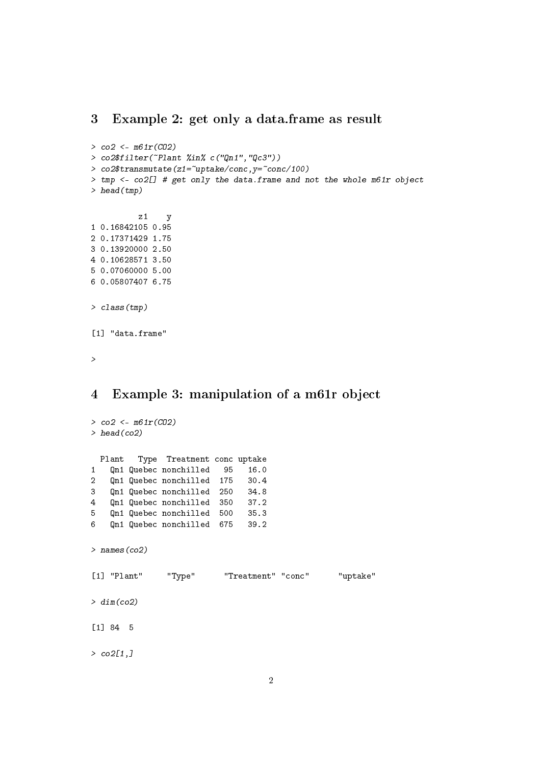## 3 Example 2: get only a data.frame as result

```
> co2 <- m61r(CO2)
> co2$filter(~Plant %in% c("Qn1","Qc3"))
> co2$transmutate(z1=~uptake/conc,y=~conc/100)
> tmp <- co2[] # get only the data.frame and not the whole m61r object
> head(tmp)

          z1    y
1 0.16842105 0.95
2 0.17371429 1.75
3 0.13920000 2.50
4 0.10628571 3.50
5 0.07060000 5.00
6 0.05807407 6.75

> class(tmp)

[1] "data.frame"

>
```

## 4 Example 3: manipulation of a m61r object

```
> co2 <- m61r(CO2)
> head(co2)

  Plant   Type  Treatment conc uptake
1   Qn1 Quebec nonchilled   95   16.0
2   Qn1 Quebec nonchilled  175   30.4
3   Qn1 Quebec nonchilled  250   34.8
4   Qn1 Quebec nonchilled  350   37.2
5   Qn1 Quebec nonchilled  500   35.3
6   Qn1 Quebec nonchilled  675   39.2

> names(co2)

[1] "Plant"     "Type"      "Treatment" "conc"      "uptake"

> dim(co2)

[1] 84  5

> co2[1,]
```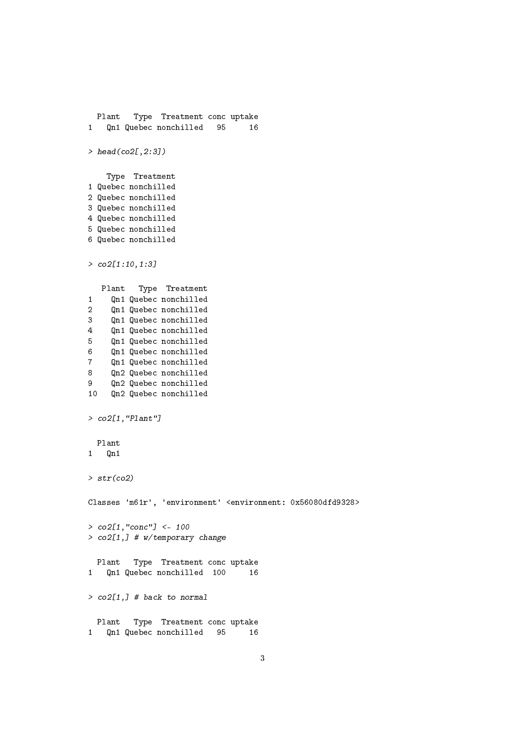```
  Plant   Type  Treatment conc uptake
1   Qn1 Quebec nonchilled   95     16
```

```
> head(co2[,2:3])
```

```
    Type  Treatment
1 Quebec nonchilled
2 Quebec nonchilled
3 Quebec nonchilled
4 Quebec nonchilled
5 Quebec nonchilled
6 Quebec nonchilled
```

```
> co2[1:10,1:3]
```

```
   Plant   Type  Treatment
1    Qn1 Quebec nonchilled
2    Qn1 Quebec nonchilled
3    Qn1 Quebec nonchilled
4    Qn1 Quebec nonchilled
5    Qn1 Quebec nonchilled
6    Qn1 Quebec nonchilled
7    Qn1 Quebec nonchilled
8    Qn2 Quebec nonchilled
9    Qn2 Quebec nonchilled
10   Qn2 Quebec nonchilled
```

```
> co2[1,"Plant"]
```

```
  Plant
1   Qn1
```

```
> str(co2)
```

```
Classes 'm61r', 'environment' <environment: 0x56080dfd9328>
```

```
> co2[1,"conc"] <- 100
> co2[1,] # w/temporary change
```

```
  Plant   Type  Treatment conc uptake
1   Qn1 Quebec nonchilled  100     16
```

```
> co2[1,] # back to normal
```

```
  Plant   Type  Treatment conc uptake
1   Qn1 Quebec nonchilled   95     16
```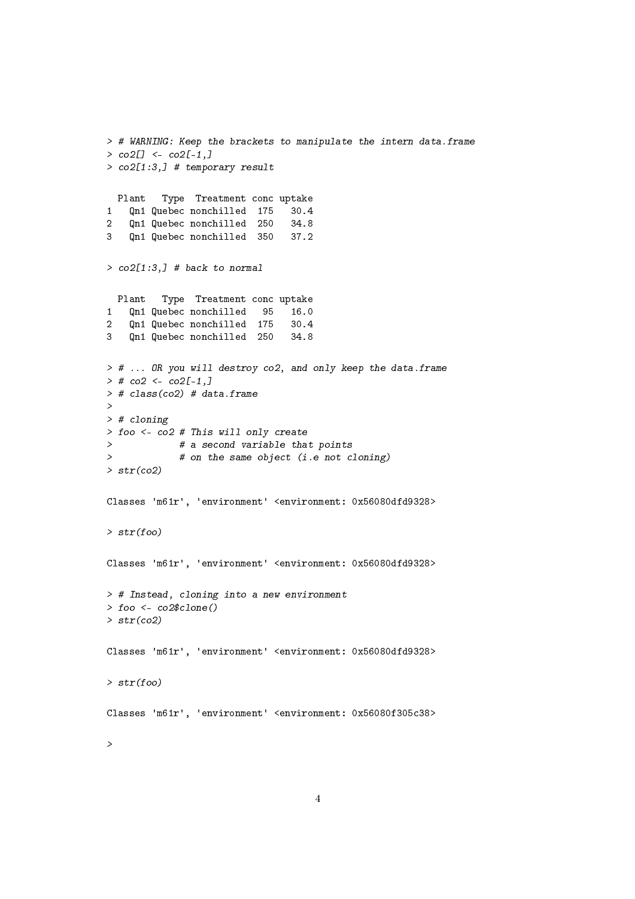```
> # WARNING: Keep the brackets to manipulate the intern data.frame
> co2[] <- co2[-1,]
> co2[1:3,] # temporary result

  Plant   Type  Treatment conc uptake
1   Qn1 Quebec nonchilled  175   30.4
2   Qn1 Quebec nonchilled  250   34.8
3   Qn1 Quebec nonchilled  350   37.2

> co2[1:3,] # back to normal

  Plant   Type  Treatment conc uptake
1   Qn1 Quebec nonchilled   95   16.0
2   Qn1 Quebec nonchilled  175   30.4
3   Qn1 Quebec nonchilled  250   34.8

> # ... OR you will destroy co2, and only keep the data.frame
> # co2 <- co2[-1,]
> # class(co2) # data.frame
>
> # cloning
> foo <- co2 # This will only create
>            # a second variable that points
>            # on the same object (i.e not cloning)
> str(co2)

Classes 'm61r', 'environment' <environment: 0x56080dfd9328>

> str(foo)

Classes 'm61r', 'environment' <environment: 0x56080dfd9328>

> # Instead, cloning into a new environment
> foo <- co2$clone()
> str(co2)

Classes 'm61r', 'environment' <environment: 0x56080dfd9328>

> str(foo)

Classes 'm61r', 'environment' <environment: 0x56080f305c38>

>
```